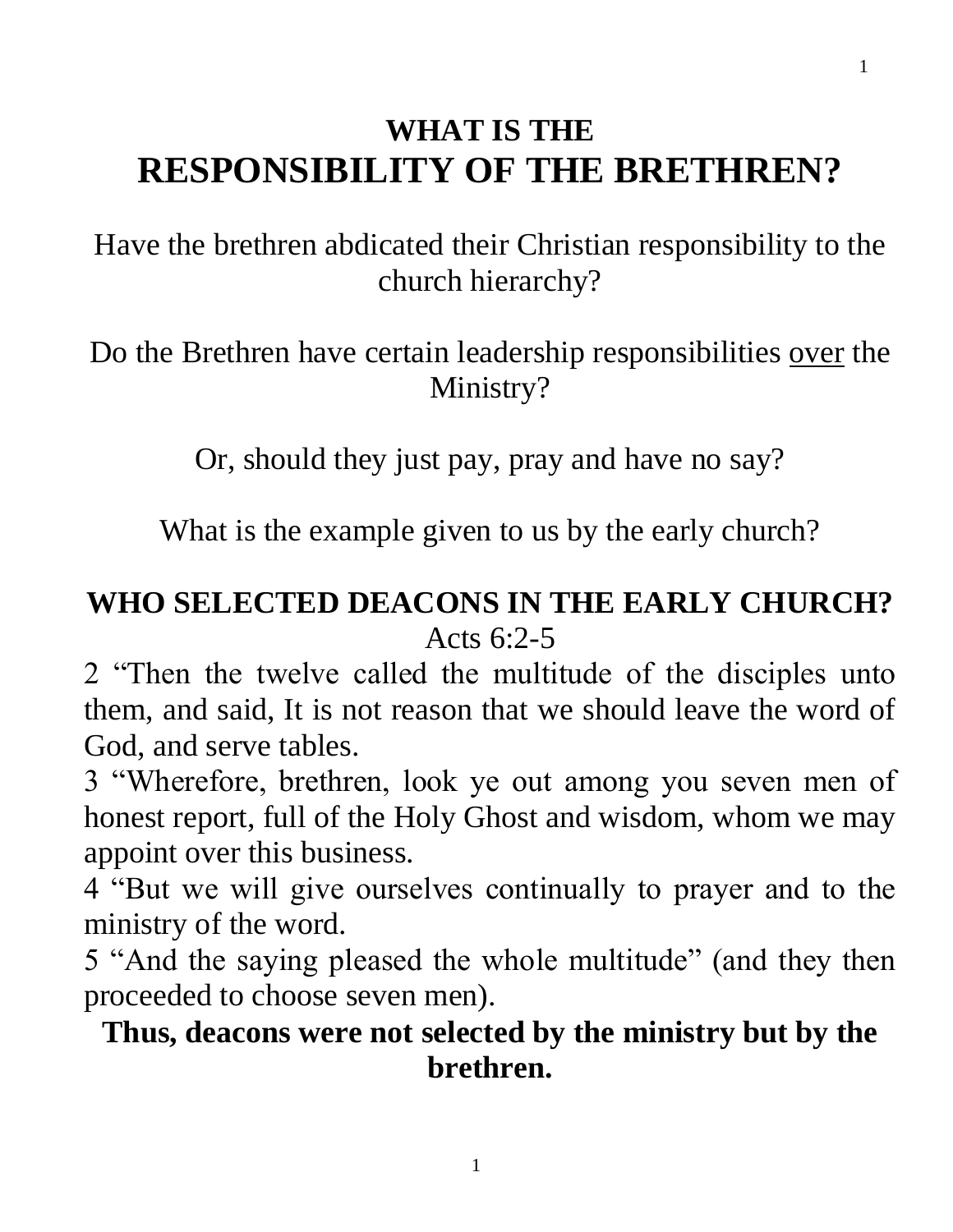# WHAT IS THE RESPONSIBILITY OF THE BRETHREN?

Have the brethren abdicated their Christian responsibility to the church hierarchy?

Do the Brethren have certain leadership responsibilities <u>over</u> the Ministry?

Or, should they just pay, pray and have no say?

What is the example given to us by the early church?

## WHO SELECTED DEACONS IN THE EARLY CHURCH?

Acts 6:2-5

2 "Then the twelve called the multitude of the disciples unto them, and said, It is not reason that we should leave the word of God, and serve tables.

3 "Wherefore, brethren, look ye out among you seven men of honest report, full of the Holy Ghost and wisdom, whom we may appoint over this business.

4 "But we will give ourselves continually to prayer and to the ministry of the word.

5 "And the saying pleased the whole multitude" (and they then proceeded to choose seven men).

**Thus, deacons were not selected by the ministry but by the brethren.**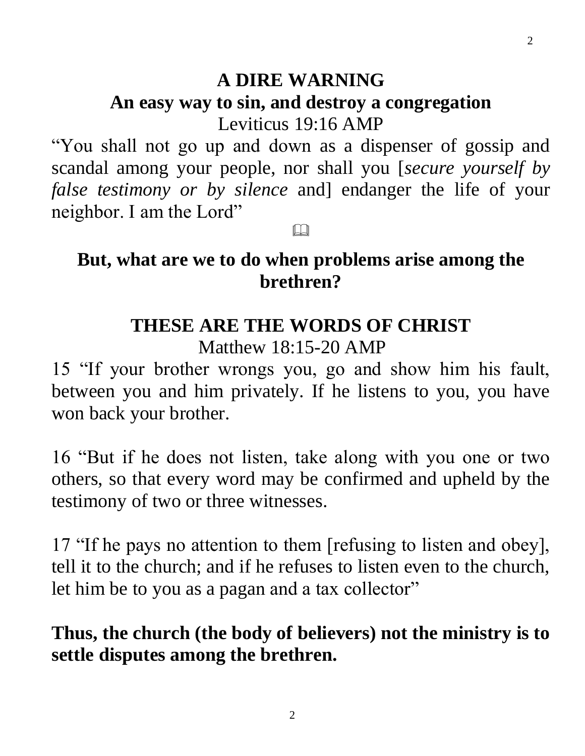# A DIRE WARNING

## An easy way to sin, and destroy a congregation

Leviticus 19:16 AMP

"You shall not go up and down as a dispenser of gossip and scandal among your people, nor shall you [*secure yourself by false testimony or by silence* and] endanger the life of your neighbor. I am the Lord"

📖

## But, what are we to do when problems arise among the brethren?

## THESE ARE THE WORDS OF CHRIST

Matthew 18:15-20 AMP

15 "If your brother wrongs you, go and show him his fault, between you and him privately. If he listens to you, you have won back your brother.

16 "But if he does not listen, take along with you one or two others, so that every word may be confirmed and upheld by the testimony of two or three witnesses.

17 "If he pays no attention to them [refusing to listen and obey], tell it to the church; and if he refuses to listen even to the church, let him be to you as a pagan and a tax collector"

**Thus, the church (the body of believers) not the ministry is to settle disputes among the brethren.**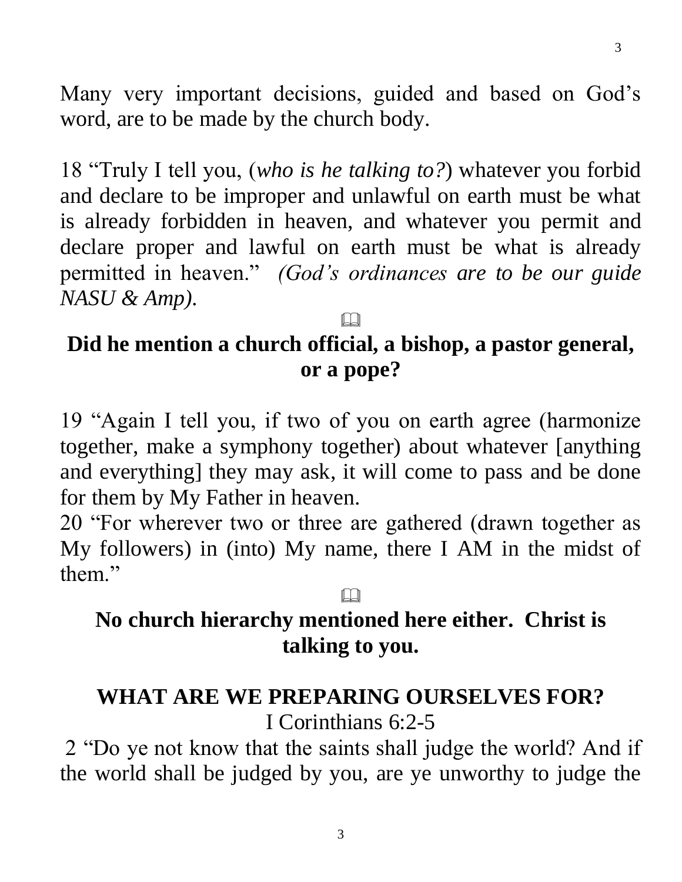Many very important decisions, guided and based on God's word, are to be made by the church body.

18 "Truly I tell you, (*who is he talking to?*) whatever you forbid and declare to be improper and unlawful on earth must be what is already forbidden in heaven, and whatever you permit and declare proper and lawful on earth must be what is already permitted in heaven." *(God's ordinances are to be our guide NASU & Amp).*

📖

**Did he mention a church official, a bishop, a pastor general, or a pope?**

19 "Again I tell you, if two of you on earth agree (harmonize together, make a symphony together) about whatever [anything and everything] they may ask, it will come to pass and be done for them by My Father in heaven.
20 "For wherever two or three are gathered (drawn together as My followers) in (into) My name, there I AM in the midst of them."

📖

**No church hierarchy mentioned here either. Christ is talking to you.**

## WHAT ARE WE PREPARING OURSELVES FOR?

I Corinthians 6:2-5

2 "Do ye not know that the saints shall judge the world? And if the world shall be judged by you, are ye unworthy to judge the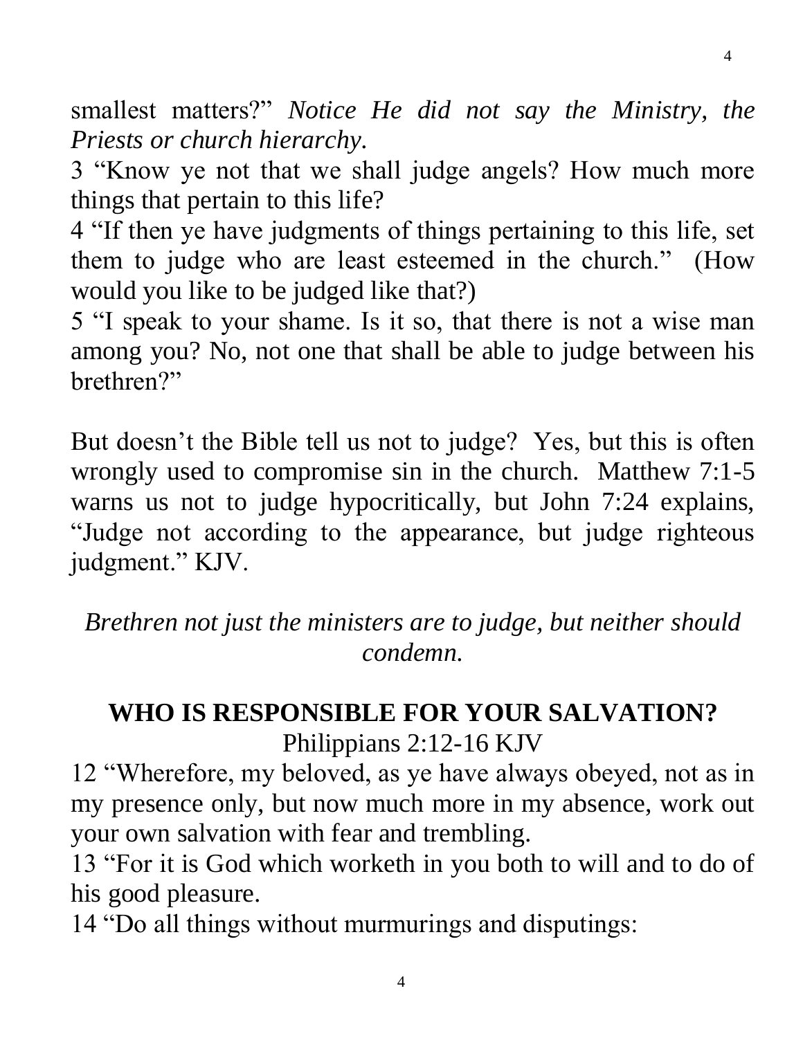smallest matters?" *Notice He did not say the Ministry, the Priests or church hierarchy.*

3 "Know ye not that we shall judge angels? How much more things that pertain to this life?

4 "If then ye have judgments of things pertaining to this life, set them to judge who are least esteemed in the church." (How would you like to be judged like that?)

5 "I speak to your shame. Is it so, that there is not a wise man among you? No, not one that shall be able to judge between his brethren?"

But doesn't the Bible tell us not to judge? Yes, but this is often wrongly used to compromise sin in the church. Matthew 7:1-5 warns us not to judge hypocritically, but John 7:24 explains, "Judge not according to the appearance, but judge righteous judgment." KJV.

*Brethren not just the ministers are to judge, but neither should condemn.*

## WHO IS RESPONSIBLE FOR YOUR SALVATION?

Philippians 2:12-16 KJV

12 "Wherefore, my beloved, as ye have always obeyed, not as in my presence only, but now much more in my absence, work out your own salvation with fear and trembling.

13 "For it is God which worketh in you both to will and to do of his good pleasure.

14 "Do all things without murmurings and disputings: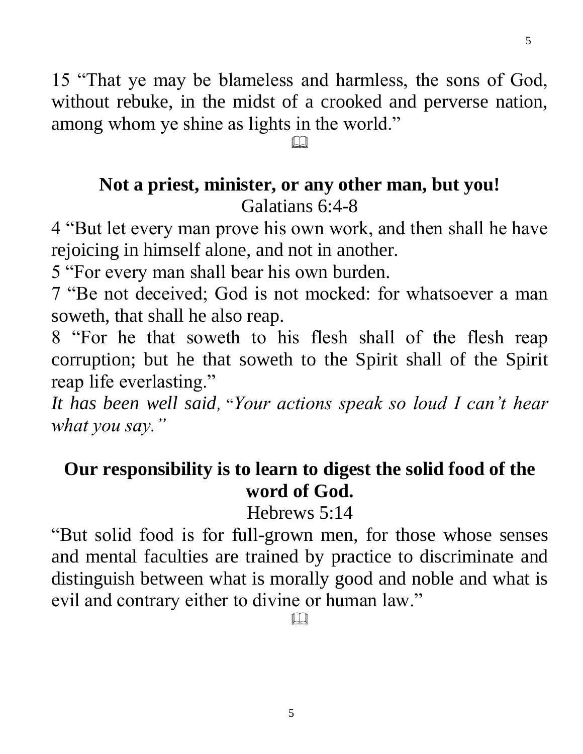15 “That ye may be blameless and harmless, the sons of God, without rebuke, in the midst of a crooked and perverse nation, among whom ye shine as lights in the world.”

📖

## Not a priest, minister, or any other man, but you!

Galatians 6:4-8

4 “But let every man prove his own work, and then shall he have rejoicing in himself alone, and not in another.

5 “For every man shall bear his own burden.

7 “Be not deceived; God is not mocked: for whatsoever a man soweth, that shall he also reap.

8 “For he that soweth to his flesh shall of the flesh reap corruption; but he that soweth to the Spirit shall of the Spirit reap life everlasting.”

*It has been well said, “Your actions speak so loud I can’t hear what you say.”*

## Our responsibility is to learn to digest the solid food of the word of God.

Hebrews 5:14

“But solid food is for full-grown men, for those whose senses and mental faculties are trained by practice to discriminate and distinguish between what is morally good and noble and what is evil and contrary either to divine or human law.”

📖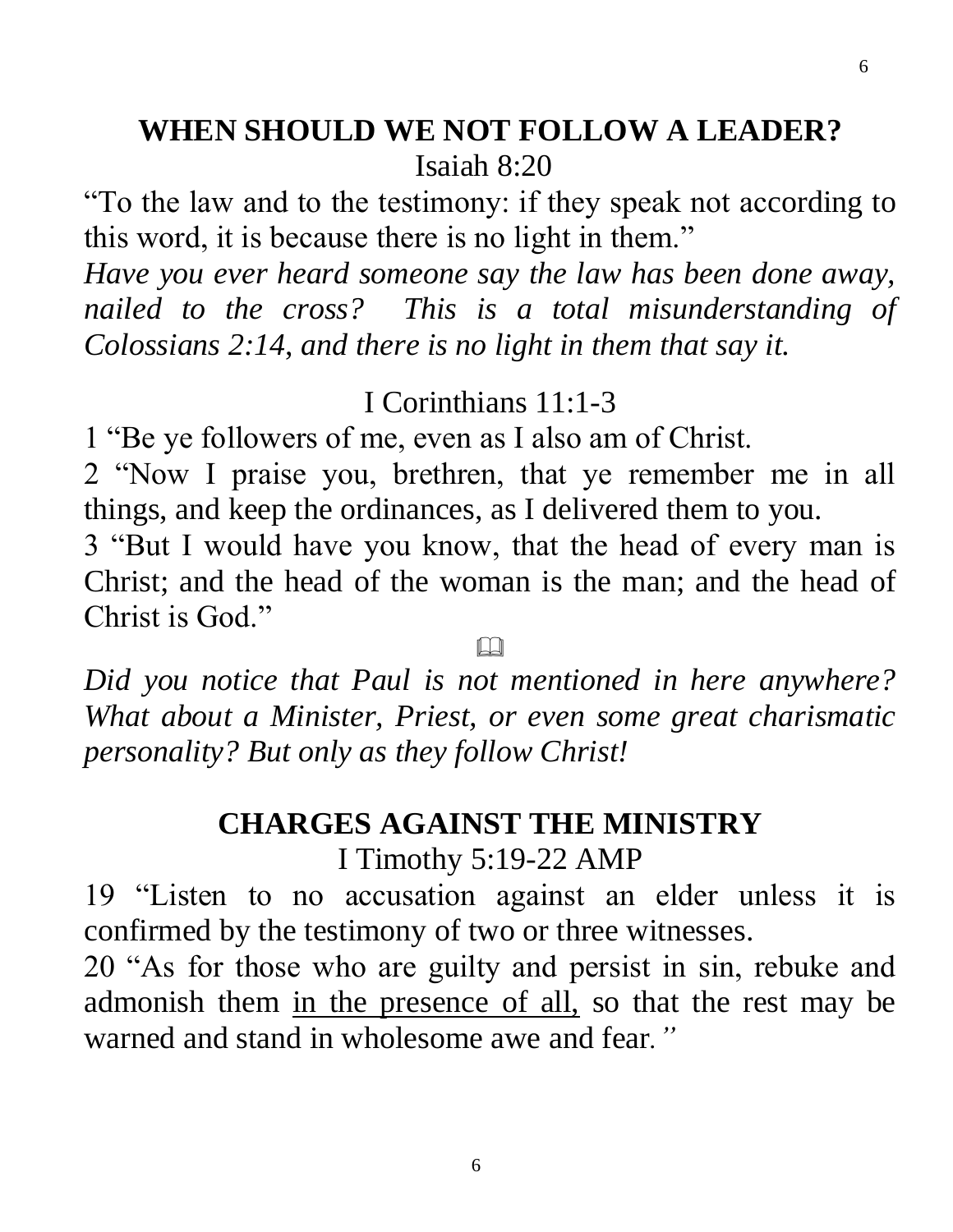## WHEN SHOULD WE NOT FOLLOW A LEADER?

Isaiah 8:20

"To the law and to the testimony: if they speak not according to this word, it is because there is no light in them."

*Have you ever heard someone say the law has been done away, nailed to the cross? This is a total misunderstanding of Colossians 2:14, and there is no light in them that say it.*

I Corinthians 11:1-3

1 "Be ye followers of me, even as I also am of Christ.

2 "Now I praise you, brethren, that ye remember me in all things, and keep the ordinances, as I delivered them to you.

3 "But I would have you know, that the head of every man is Christ; and the head of the woman is the man; and the head of Christ is God."

📖

*Did you notice that Paul is not mentioned in here anywhere? What about a Minister, Priest, or even some great charismatic personality? But only as they follow Christ!*

## CHARGES AGAINST THE MINISTRY

I Timothy 5:19-22 AMP

19 "Listen to no accusation against an elder unless it is confirmed by the testimony of two or three witnesses.

20 "As for those who are guilty and persist in sin, rebuke and admonish them <u>in the presence of all,</u> so that the rest may be warned and stand in wholesome awe and fear."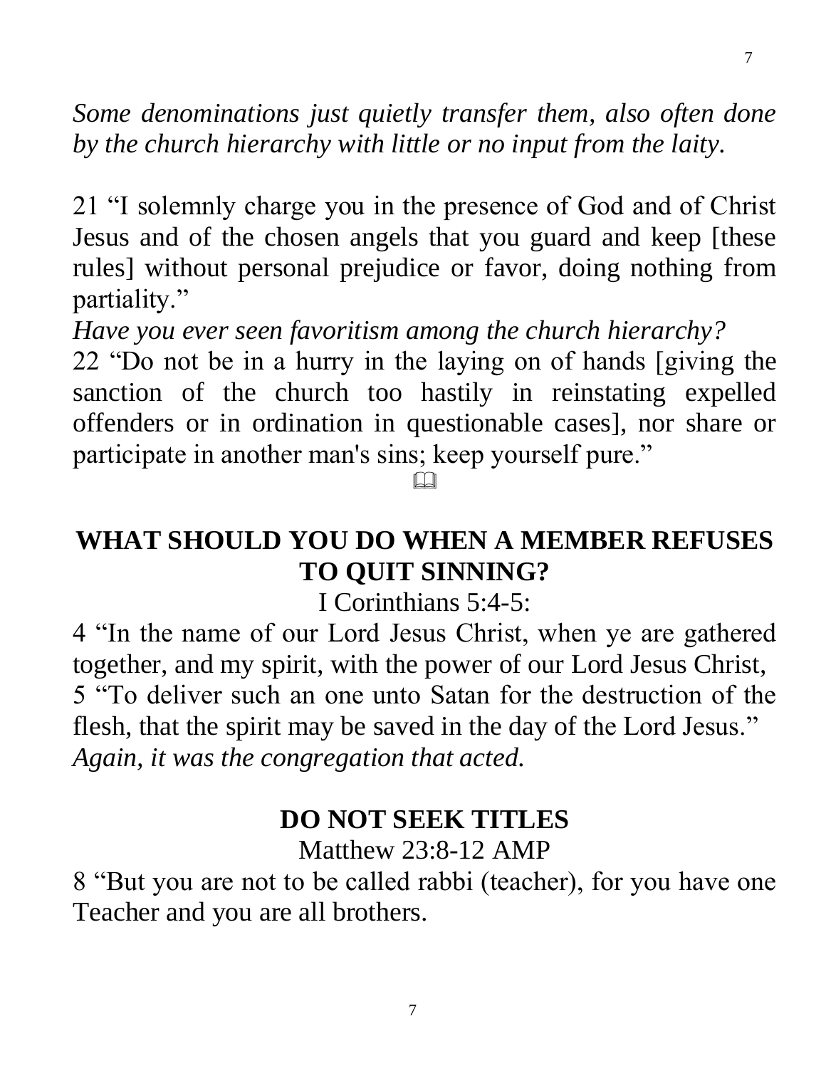*Some denominations just quietly transfer them, also often done by the church hierarchy with little or no input from the laity.*

21 "I solemnly charge you in the presence of God and of Christ Jesus and of the chosen angels that you guard and keep [these rules] without personal prejudice or favor, doing nothing from partiality."

*Have you ever seen favoritism among the church hierarchy?*

22 "Do not be in a hurry in the laying on of hands [giving the sanction of the church too hastily in reinstating expelled offenders or in ordination in questionable cases], nor share or participate in another man's sins; keep yourself pure."

## WHAT SHOULD YOU DO WHEN A MEMBER REFUSES TO QUIT SINNING?

I Corinthians 5:4-5:

4 "In the name of our Lord Jesus Christ, when ye are gathered together, and my spirit, with the power of our Lord Jesus Christ,

5 "To deliver such an one unto Satan for the destruction of the flesh, that the spirit may be saved in the day of the Lord Jesus."

*Again, it was the congregation that acted.*

## DO NOT SEEK TITLES

Matthew 23:8-12 AMP

8 "But you are not to be called rabbi (teacher), for you have one Teacher and you are all brothers.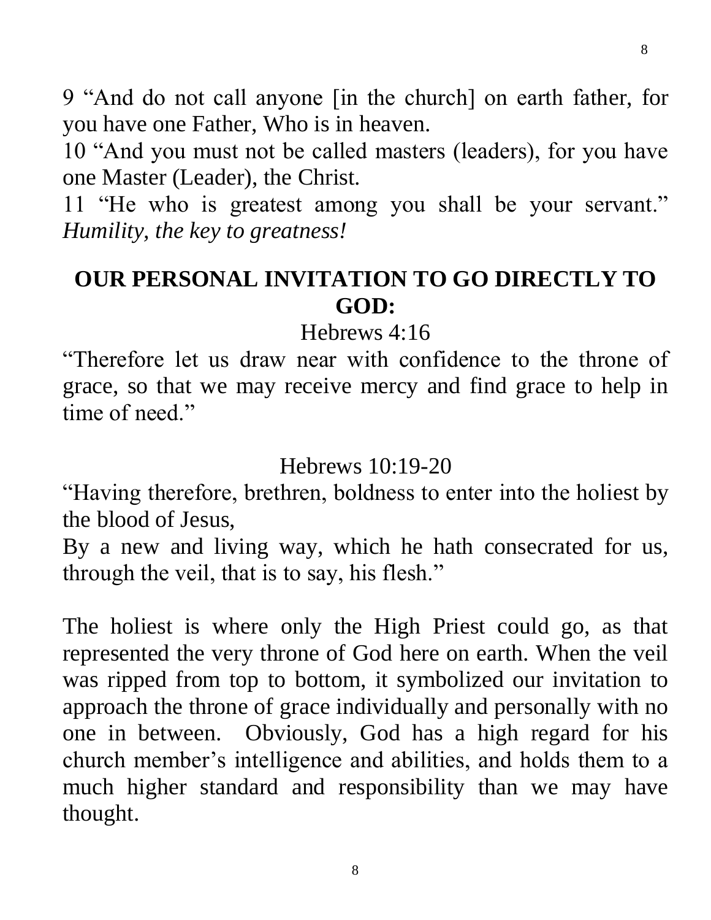9 “And do not call anyone [in the church] on earth father, for you have one Father, Who is in heaven.

10 “And you must not be called masters (leaders), for you have one Master (Leader), the Christ.

11 “He who is greatest among you shall be your servant.” *Humility, the key to greatness!*

## OUR PERSONAL INVITATION TO GO DIRECTLY TO GOD:

Hebrews 4:16

“Therefore let us draw near with confidence to the throne of grace, so that we may receive mercy and find grace to help in time of need.”

Hebrews 10:19-20

“Having therefore, brethren, boldness to enter into the holiest by the blood of Jesus,

By a new and living way, which he hath consecrated for us, through the veil, that is to say, his flesh.”

The holiest is where only the High Priest could go, as that represented the very throne of God here on earth. When the veil was ripped from top to bottom, it symbolized our invitation to approach the throne of grace individually and personally with no one in between. Obviously, God has a high regard for his church member’s intelligence and abilities, and holds them to a much higher standard and responsibility than we may have thought.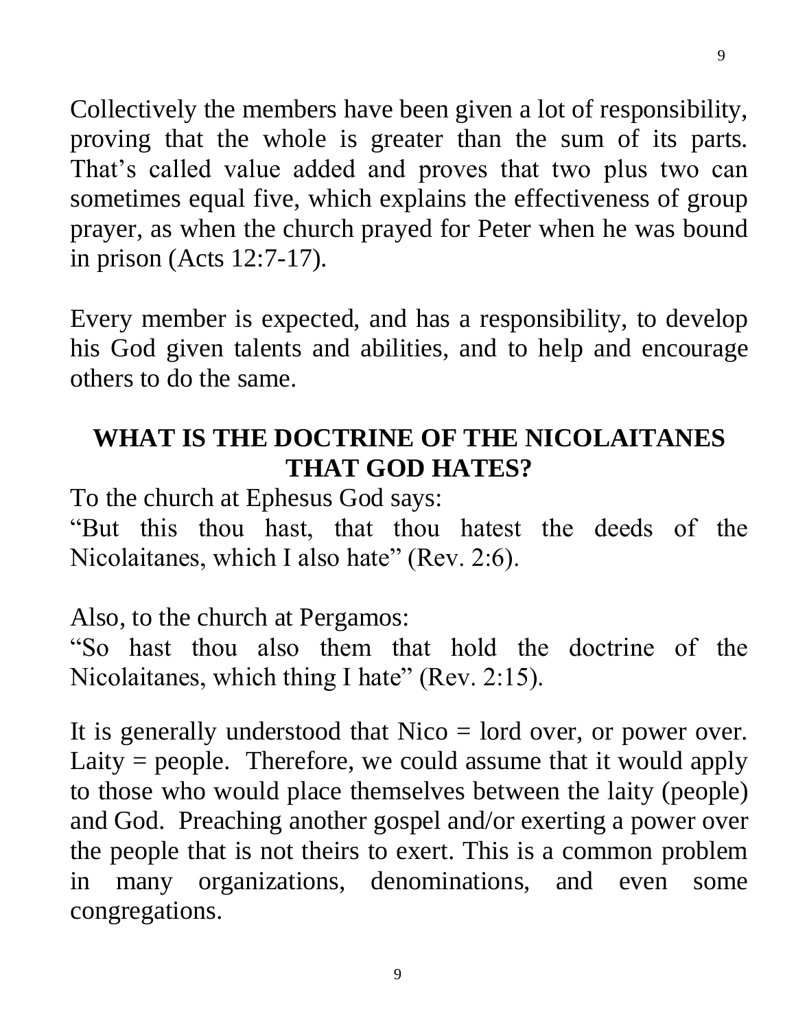Collectively the members have been given a lot of responsibility, proving that the whole is greater than the sum of its parts. That's called value added and proves that two plus two can sometimes equal five, which explains the effectiveness of group prayer, as when the church prayed for Peter when he was bound in prison (Acts 12:7-17).

Every member is expected, and has a responsibility, to develop his God given talents and abilities, and to help and encourage others to do the same.

## WHAT IS THE DOCTRINE OF THE NICOLAITANES THAT GOD HATES?

To the church at Ephesus God says:
"But this thou hast, that thou hatest the deeds of the Nicolaitanes, which I also hate" (Rev. 2:6).

Also, to the church at Pergamos:
"So hast thou also them that hold the doctrine of the Nicolaitanes, which thing I hate" (Rev. 2:15).

It is generally understood that Nico = lord over, or power over. Laity = people. Therefore, we could assume that it would apply to those who would place themselves between the laity (people) and God. Preaching another gospel and/or exerting a power over the people that is not theirs to exert. This is a common problem in many organizations, denominations, and even some congregations.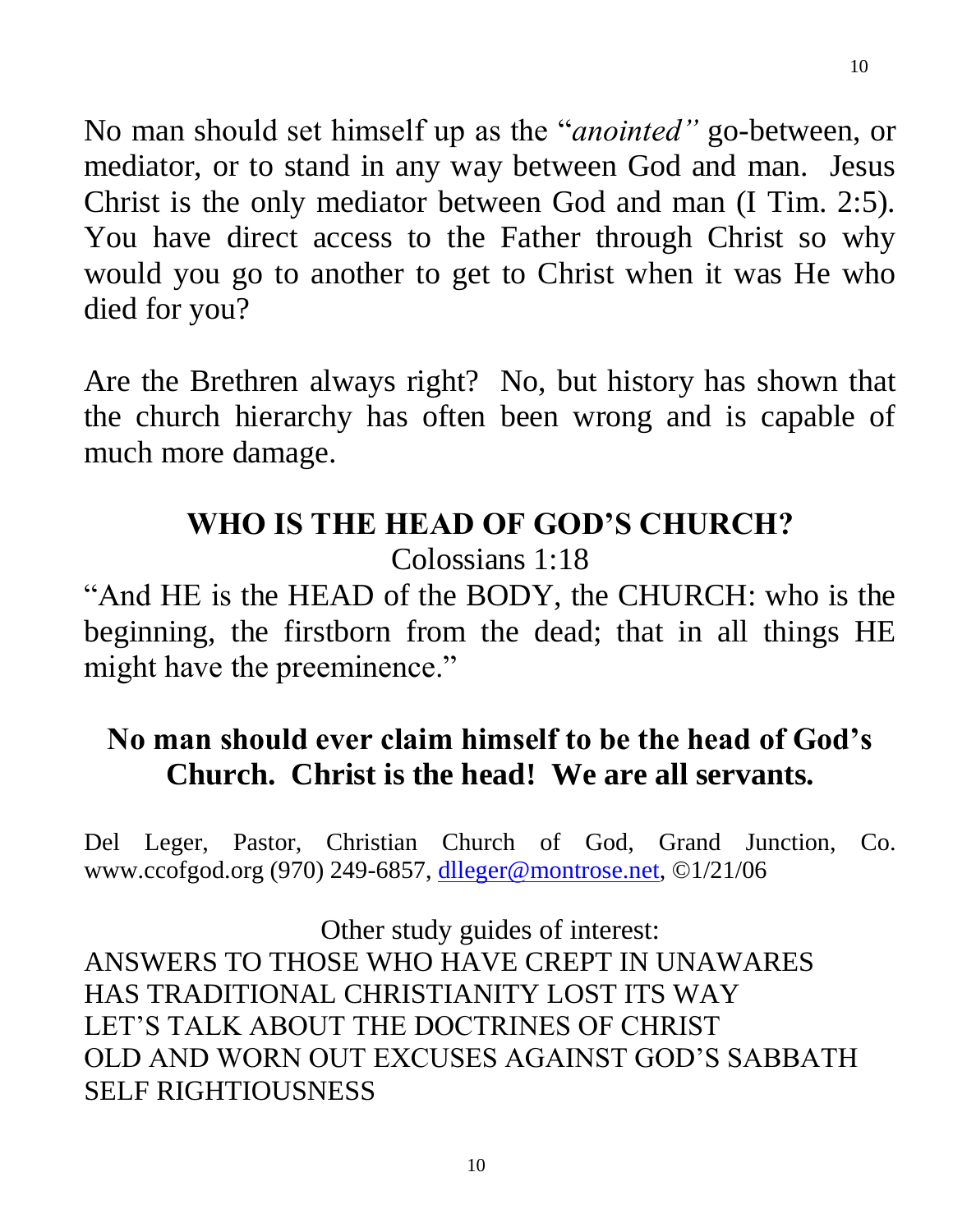No man should set himself up as the "*anointed"* go-between, or mediator, or to stand in any way between God and man. Jesus Christ is the only mediator between God and man (I Tim. 2:5). You have direct access to the Father through Christ so why would you go to another to get to Christ when it was He who died for you?

Are the Brethren always right? No, but history has shown that the church hierarchy has often been wrong and is capable of much more damage.

## WHO IS THE HEAD OF GOD'S CHURCH?

Colossians 1:18

"And HE is the HEAD of the BODY, the CHURCH: who is the beginning, the firstborn from the dead; that in all things HE might have the preeminence."

**No man should ever claim himself to be the head of God's Church. Christ is the head! We are all servants.**

Del Leger, Pastor, Christian Church of God, Grand Junction, Co. www.ccofgod.org (970) 249-6857, dlleger@montrose.net, ©1/21/06

Other study guides of interest:

ANSWERS TO THOSE WHO HAVE CREPT IN UNAWARES
HAS TRADITIONAL CHRISTIANITY LOST ITS WAY
LET'S TALK ABOUT THE DOCTRINES OF CHRIST
OLD AND WORN OUT EXCUSES AGAINST GOD'S SABBATH
SELF RIGHTIOUSNESS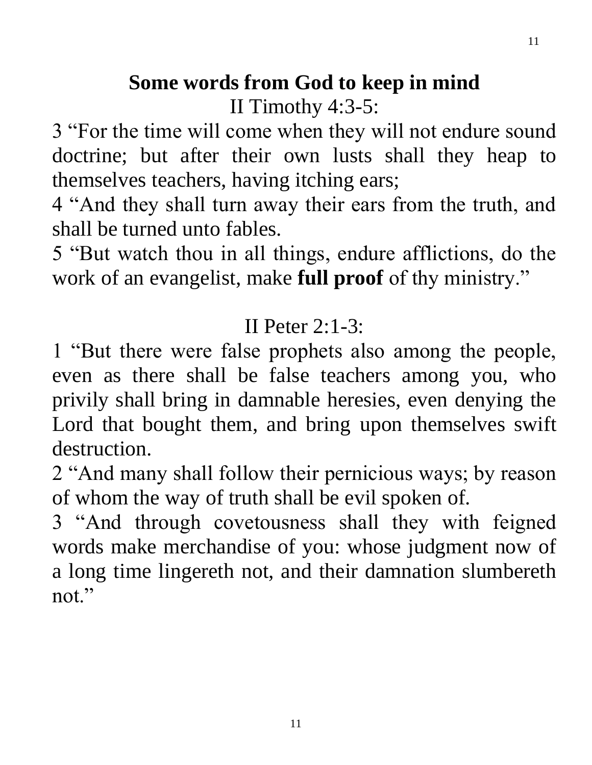## Some words from God to keep in mind

II Timothy 4:3-5:

3 “For the time will come when they will not endure sound doctrine; but after their own lusts shall they heap to themselves teachers, having itching ears;

4 “And they shall turn away their ears from the truth, and shall be turned unto fables.

5 “But watch thou in all things, endure afflictions, do the work of an evangelist, make **full proof** of thy ministry.”

II Peter 2:1-3:

1 “But there were false prophets also among the people, even as there shall be false teachers among you, who privily shall bring in damnable heresies, even denying the Lord that bought them, and bring upon themselves swift destruction.

2 “And many shall follow their pernicious ways; by reason of whom the way of truth shall be evil spoken of.

3 “And through covetousness shall they with feigned words make merchandise of you: whose judgment now of a long time lingereth not, and their damnation slumbereth not.”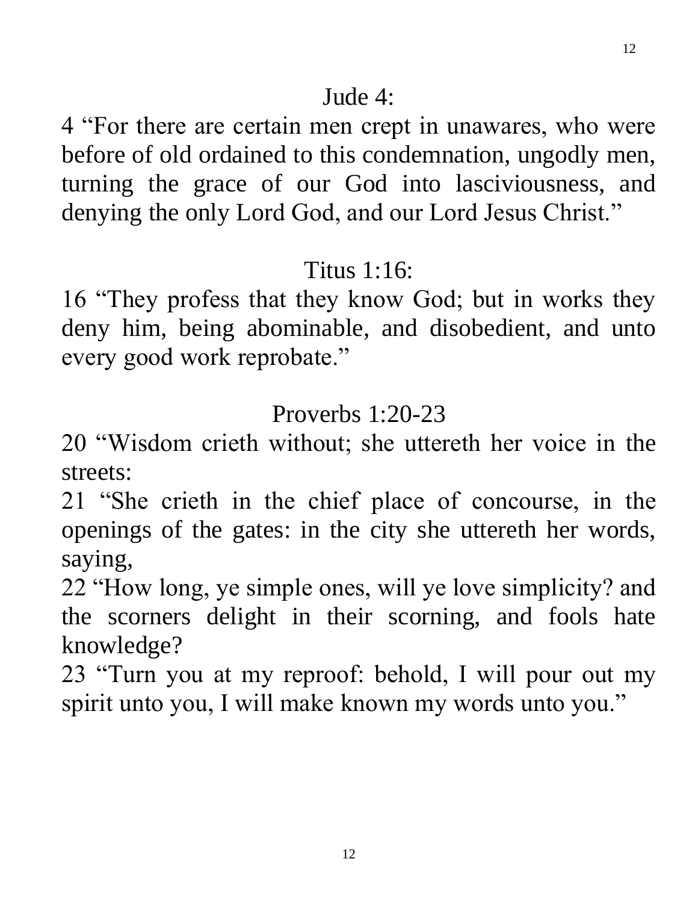Jude 4:

4 "For there are certain men crept in unawares, who were before of old ordained to this condemnation, ungodly men, turning the grace of our God into lasciviousness, and denying the only Lord God, and our Lord Jesus Christ."

Titus 1:16:

16 "They profess that they know God; but in works they deny him, being abominable, and disobedient, and unto every good work reprobate."

Proverbs 1:20-23

20 "Wisdom crieth without; she uttereth her voice in the streets:

21 "She crieth in the chief place of concourse, in the openings of the gates: in the city she uttereth her words, saying,

22 "How long, ye simple ones, will ye love simplicity? and the scorners delight in their scorning, and fools hate knowledge?

23 "Turn you at my reproof: behold, I will pour out my spirit unto you, I will make known my words unto you."